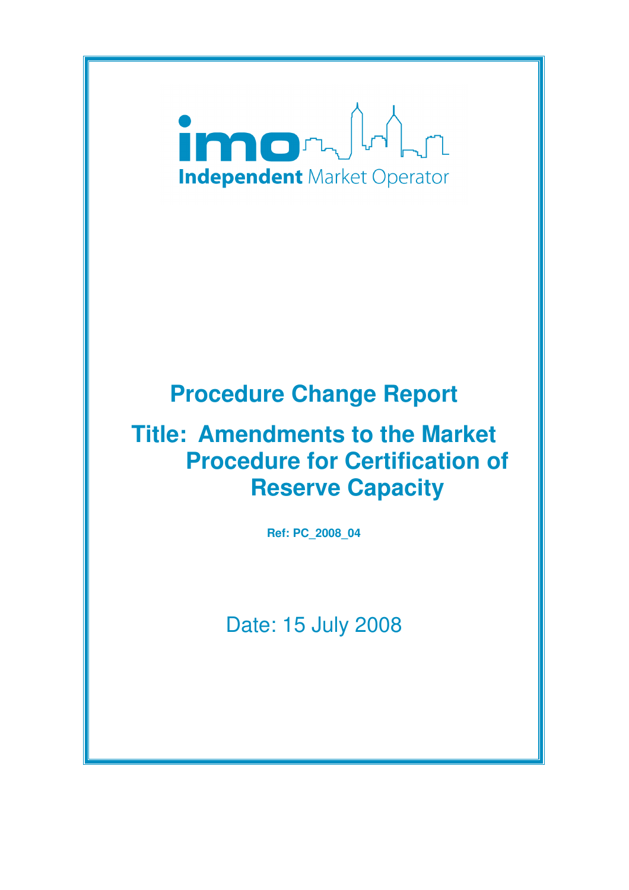imo

Independent Market Operator

# Procedure Change Report

# Title: Amendments to the Market Procedure for Certification of Reserve Capacity

**Ref: PC_2008_04**

Date: 15 July 2008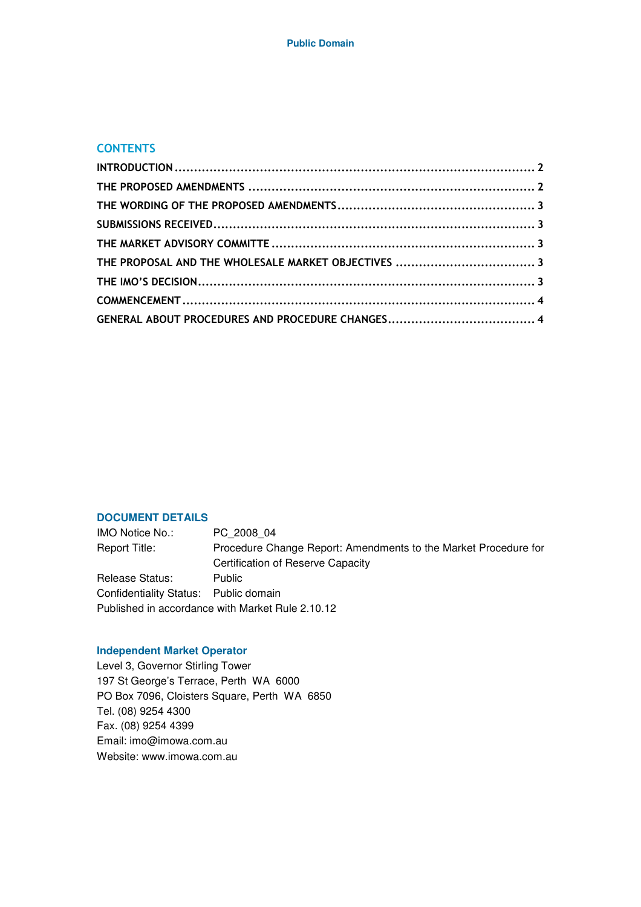## CONTENTS

| | |
|---|---|
| INTRODUCTION | 2 |
| THE PROPOSED AMENDMENTS | 2 |
| THE WORDING OF THE PROPOSED AMENDMENTS | 3 |
| SUBMISSIONS RECEIVED | 3 |
| THE MARKET ADVISORY COMMITTE | 3 |
| THE PROPOSAL AND THE WHOLESALE MARKET OBJECTIVES | 3 |
| THE IMO'S DECISION | 3 |
| COMMENCEMENT | 4 |
| GENERAL ABOUT PROCEDURES AND PROCEDURE CHANGES | 4 |

### DOCUMENT DETAILS

IMO Notice No.: PC_2008_04

Report Title: Procedure Change Report: Amendments to the Market Procedure for Certification of Reserve Capacity

Release Status: Public

Confidentiality Status: Public domain

Published in accordance with Market Rule 2.10.12

### Independent Market Operator

Level 3, Governor Stirling Tower
197 St George's Terrace, Perth WA 6000
PO Box 7096, Cloisters Square, Perth WA 6850
Tel. (08) 9254 4300
Fax. (08) 9254 4399
Email: imo@imowa.com.au
Website: www.imowa.com.au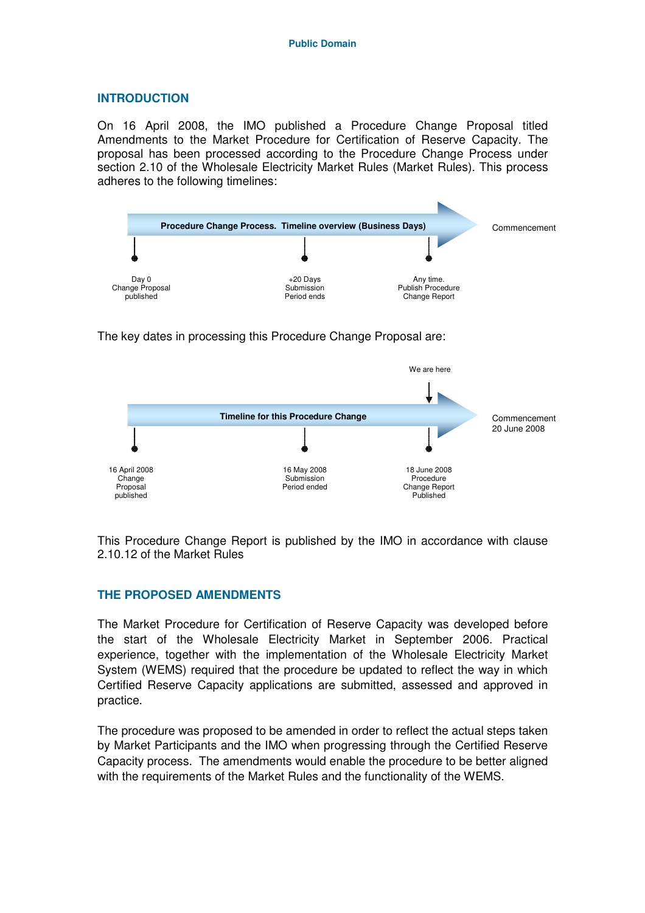## INTRODUCTION

On 16 April 2008, the IMO published a Procedure Change Proposal titled Amendments to the Market Procedure for Certification of Reserve Capacity. The proposal has been processed according to the Procedure Change Process under section 2.10 of the Wholesale Electricity Market Rules (Market Rules). This process adheres to the following timelines:

**Procedure Change Process. Timeline overview (Business Days)**

| Day 0 | +20 Days | Any time. | Commencement |
|---|---|---|---|
| Change Proposal published | Submission Period ends | Publish Procedure Change Report | |

The key dates in processing this Procedure Change Proposal are:

**Timeline for this Procedure Change**

| 16 April 2008 | 16 May 2008 | 18 June 2008 (We are here) | Commencement 20 June 2008 |
|---|---|---|---|
| Change Proposal published | Submission Period ended | Procedure Change Report Published | |

This Procedure Change Report is published by the IMO in accordance with clause 2.10.12 of the Market Rules

## THE PROPOSED AMENDMENTS

The Market Procedure for Certification of Reserve Capacity was developed before the start of the Wholesale Electricity Market in September 2006. Practical experience, together with the implementation of the Wholesale Electricity Market System (WEMS) required that the procedure be updated to reflect the way in which Certified Reserve Capacity applications are submitted, assessed and approved in practice.

The procedure was proposed to be amended in order to reflect the actual steps taken by Market Participants and the IMO when progressing through the Certified Reserve Capacity process. The amendments would enable the procedure to be better aligned with the requirements of the Market Rules and the functionality of the WEMS.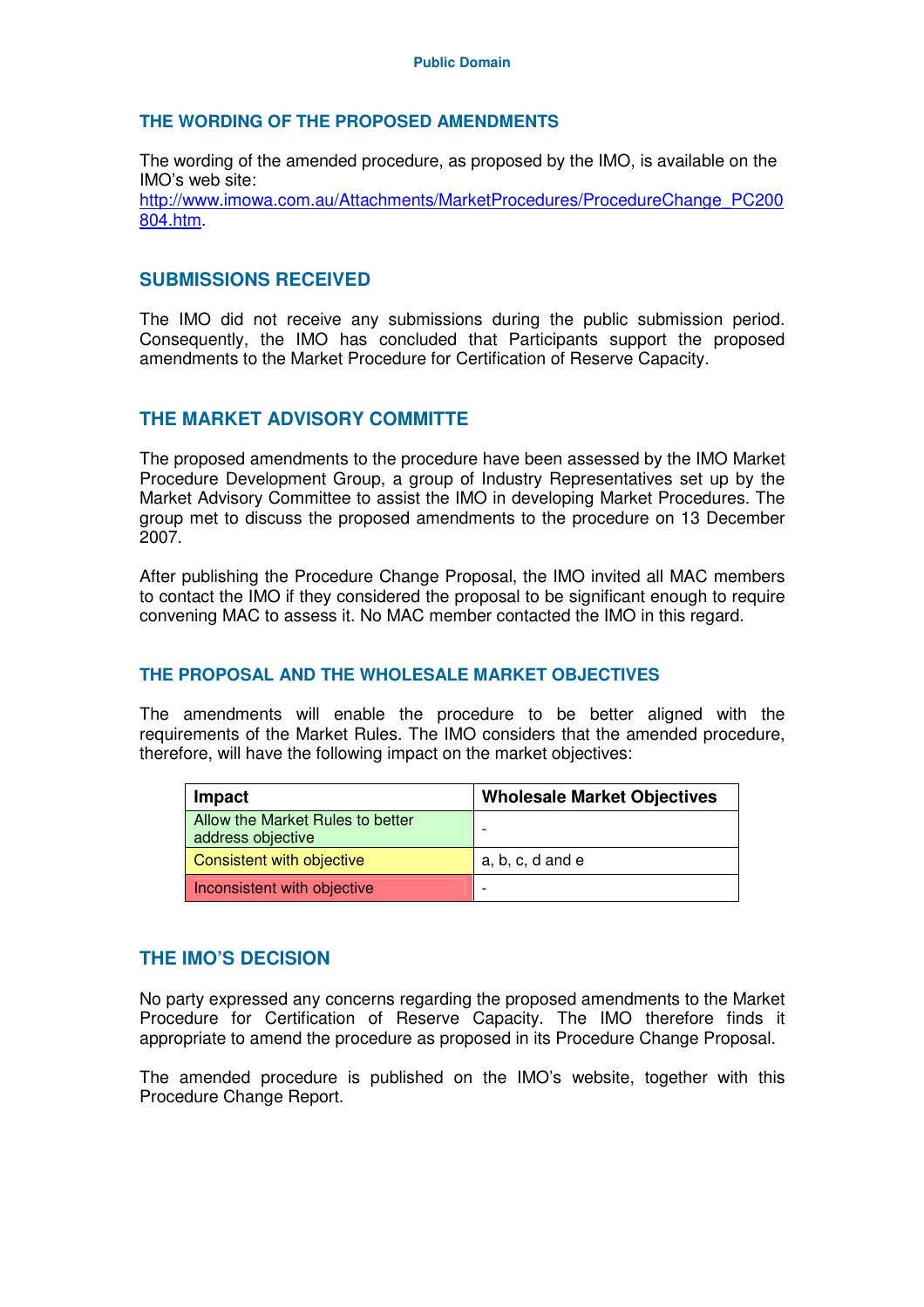## THE WORDING OF THE PROPOSED AMENDMENTS

The wording of the amended procedure, as proposed by the IMO, is available on the IMO's web site: http://www.imowa.com.au/Attachments/MarketProcedures/ProcedureChange_PC200804.htm.

## SUBMISSIONS RECEIVED

The IMO did not receive any submissions during the public submission period. Consequently, the IMO has concluded that Participants support the proposed amendments to the Market Procedure for Certification of Reserve Capacity.

## THE MARKET ADVISORY COMMITTE

The proposed amendments to the procedure have been assessed by the IMO Market Procedure Development Group, a group of Industry Representatives set up by the Market Advisory Committee to assist the IMO in developing Market Procedures. The group met to discuss the proposed amendments to the procedure on 13 December 2007.

After publishing the Procedure Change Proposal, the IMO invited all MAC members to contact the IMO if they considered the proposal to be significant enough to require convening MAC to assess it. No MAC member contacted the IMO in this regard.

### THE PROPOSAL AND THE WHOLESALE MARKET OBJECTIVES

The amendments will enable the procedure to be better aligned with the requirements of the Market Rules. The IMO considers that the amended procedure, therefore, will have the following impact on the market objectives:

| Impact | Wholesale Market Objectives |
|---|---|
| Allow the Market Rules to better address objective | - |
| Consistent with objective | a, b, c, d and e |
| Inconsistent with objective | - |

## THE IMO'S DECISION

No party expressed any concerns regarding the proposed amendments to the Market Procedure for Certification of Reserve Capacity. The IMO therefore finds it appropriate to amend the procedure as proposed in its Procedure Change Proposal.

The amended procedure is published on the IMO's website, together with this Procedure Change Report.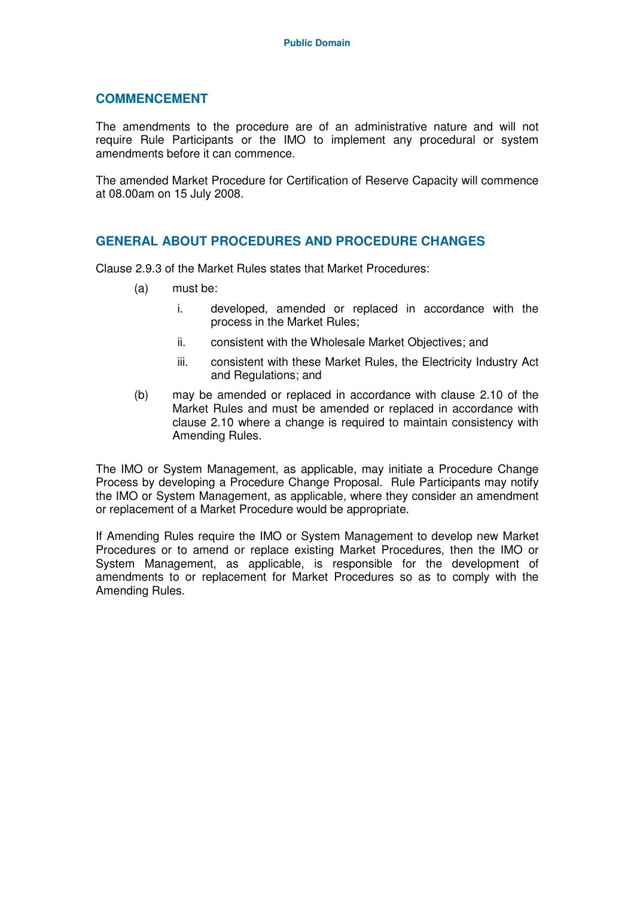## COMMENCEMENT

The amendments to the procedure are of an administrative nature and will not require Rule Participants or the IMO to implement any procedural or system amendments before it can commence.

The amended Market Procedure for Certification of Reserve Capacity will commence at 08.00am on 15 July 2008.

## GENERAL ABOUT PROCEDURES AND PROCEDURE CHANGES

Clause 2.9.3 of the Market Rules states that Market Procedures:

(a) must be:

   i. developed, amended or replaced in accordance with the process in the Market Rules;

   ii. consistent with the Wholesale Market Objectives; and

   iii. consistent with these Market Rules, the Electricity Industry Act and Regulations; and

(b) may be amended or replaced in accordance with clause 2.10 of the Market Rules and must be amended or replaced in accordance with clause 2.10 where a change is required to maintain consistency with Amending Rules.

The IMO or System Management, as applicable, may initiate a Procedure Change Process by developing a Procedure Change Proposal. Rule Participants may notify the IMO or System Management, as applicable, where they consider an amendment or replacement of a Market Procedure would be appropriate.

If Amending Rules require the IMO or System Management to develop new Market Procedures or to amend or replace existing Market Procedures, then the IMO or System Management, as applicable, is responsible for the development of amendments to or replacement for Market Procedures so as to comply with the Amending Rules.